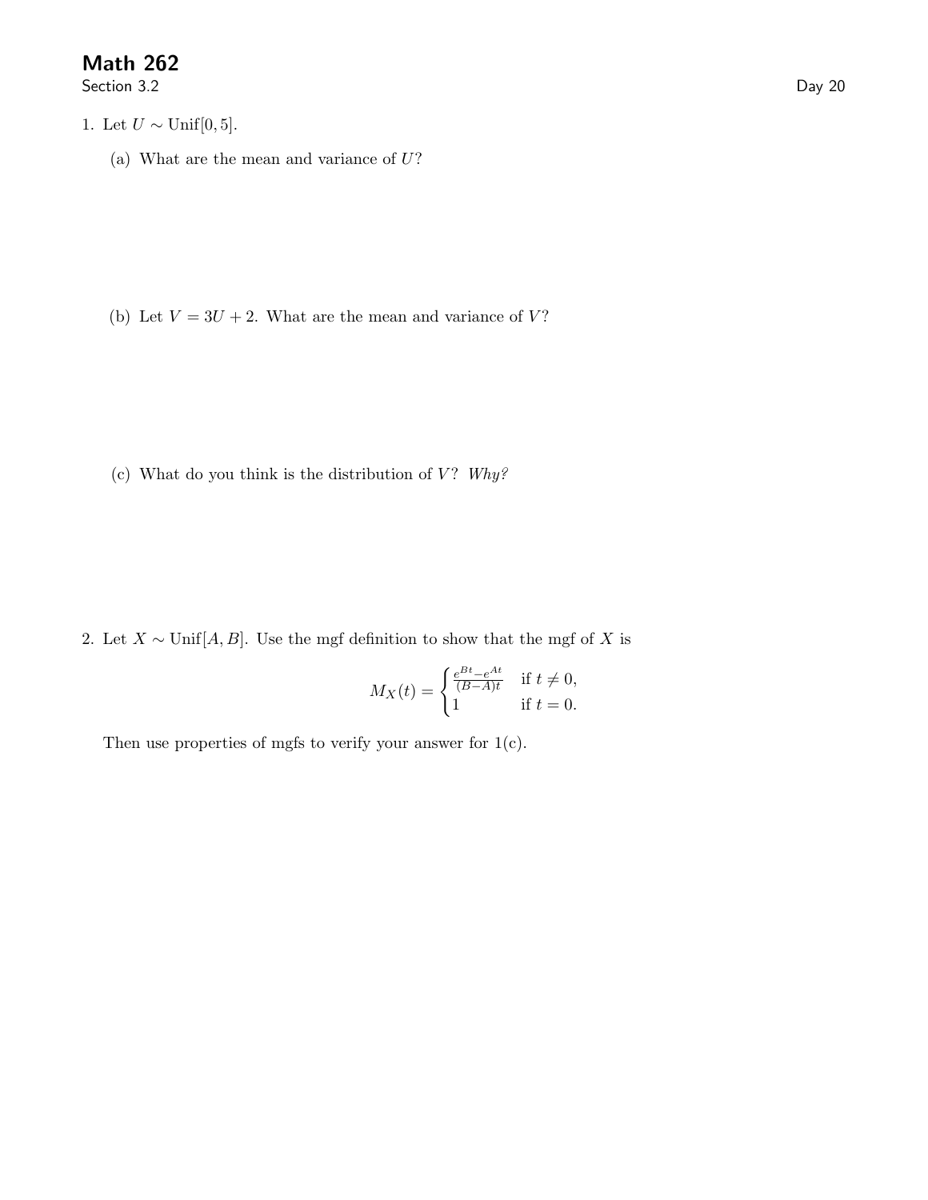# Math 262

Section 3.2

Day 20

1. Let $U \sim \text{Unif}[0, 5]$.

   (a) What are the mean and variance of $U$?

   (b) Let $V = 3U + 2$. What are the mean and variance of $V$?

   (c) What do you think is the distribution of $V$? *Why?*

2. Let $X \sim \text{Unif}[A, B]$. Use the mgf definition to show that the mgf of $X$ is

$$M_X(t) = \begin{cases} \frac{e^{Bt} - e^{At}}{(B-A)t} & \text{if } t \neq 0, \\ 1 & \text{if } t = 0. \end{cases}$$

   Then use properties of mgfs to verify your answer for 1(c).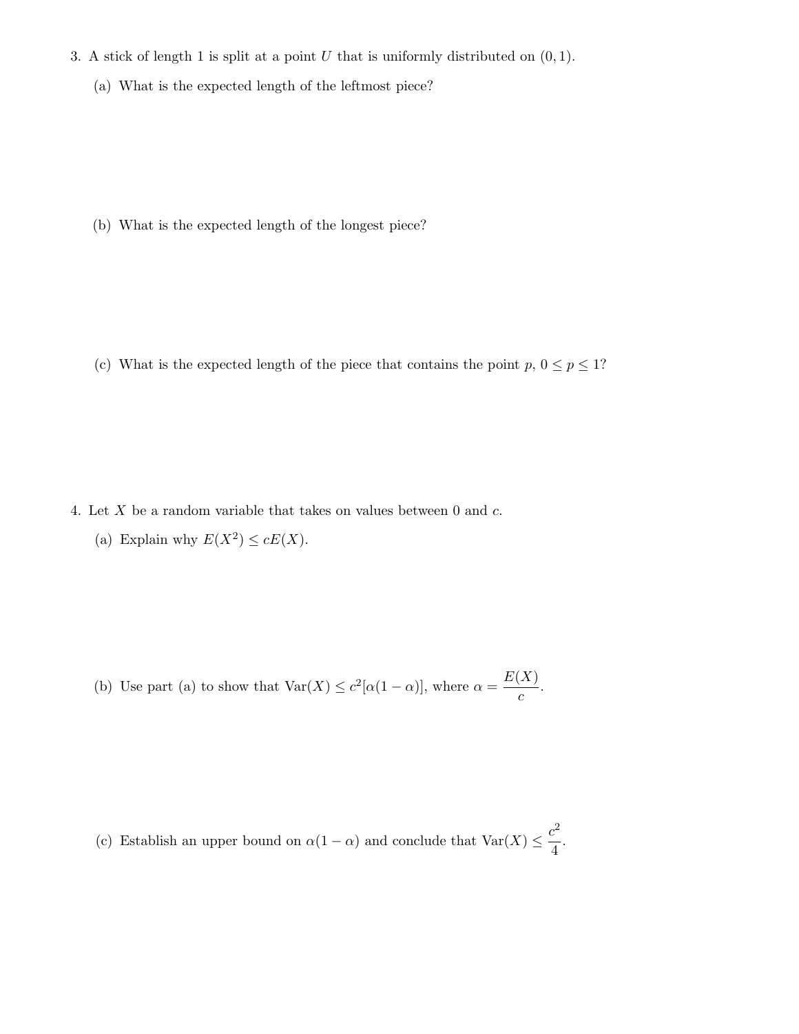3. A stick of length 1 is split at a point $U$ that is uniformly distributed on $(0, 1)$.

   (a) What is the expected length of the leftmost piece?

   (b) What is the expected length of the longest piece?

   (c) What is the expected length of the piece that contains the point $p$, $0 \leq p \leq 1$?

4. Let $X$ be a random variable that takes on values between 0 and $c$.

   (a) Explain why $E(X^2) \leq cE(X)$.

   (b) Use part (a) to show that $\text{Var}(X) \leq c^2[\alpha(1-\alpha)]$, where $\alpha = \dfrac{E(X)}{c}$.

   (c) Establish an upper bound on $\alpha(1-\alpha)$ and conclude that $\text{Var}(X) \leq \dfrac{c^2}{4}$.